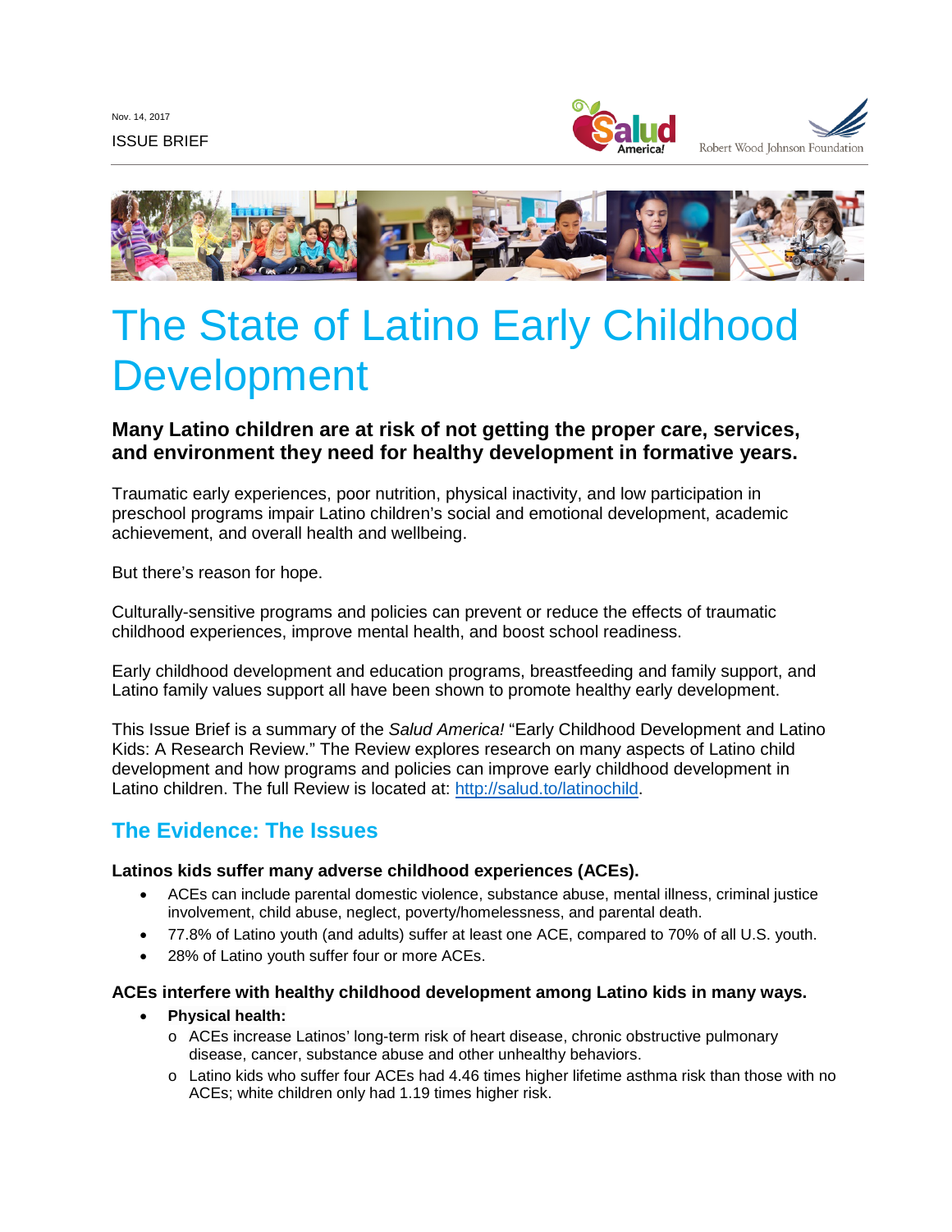Nov. 14, 2017

ISSUE BRIEF

# The State of Latino Early Childhood Development

### Many Latino children are at risk of not getting the proper care, services, and environment they need for healthy development in formative years.

Traumatic early experiences, poor nutrition, physical inactivity, and low participation in preschool programs impair Latino children's social and emotional development, academic achievement, and overall health and wellbeing.

But there's reason for hope.

Culturally-sensitive programs and policies can prevent or reduce the effects of traumatic childhood experiences, improve mental health, and boost school readiness.

Early childhood development and education programs, breastfeeding and family support, and Latino family values support all have been shown to promote healthy early development.

This Issue Brief is a summary of the *Salud America!* "Early Childhood Development and Latino Kids: A Research Review." The Review explores research on many aspects of Latino child development and how programs and policies can improve early childhood development in Latino children. The full Review is located at: http://salud.to/latinochild.

## The Evidence: The Issues

**Latinos kids suffer many adverse childhood experiences (ACEs).**

- ACEs can include parental domestic violence, substance abuse, mental illness, criminal justice involvement, child abuse, neglect, poverty/homelessness, and parental death.
- 77.8% of Latino youth (and adults) suffer at least one ACE, compared to 70% of all U.S. youth.
- 28% of Latino youth suffer four or more ACEs.

**ACEs interfere with healthy childhood development among Latino kids in many ways.**

- **Physical health:**
  - ACEs increase Latinos' long-term risk of heart disease, chronic obstructive pulmonary disease, cancer, substance abuse and other unhealthy behaviors.
  - Latino kids who suffer four ACEs had 4.46 times higher lifetime asthma risk than those with no ACEs; white children only had 1.19 times higher risk.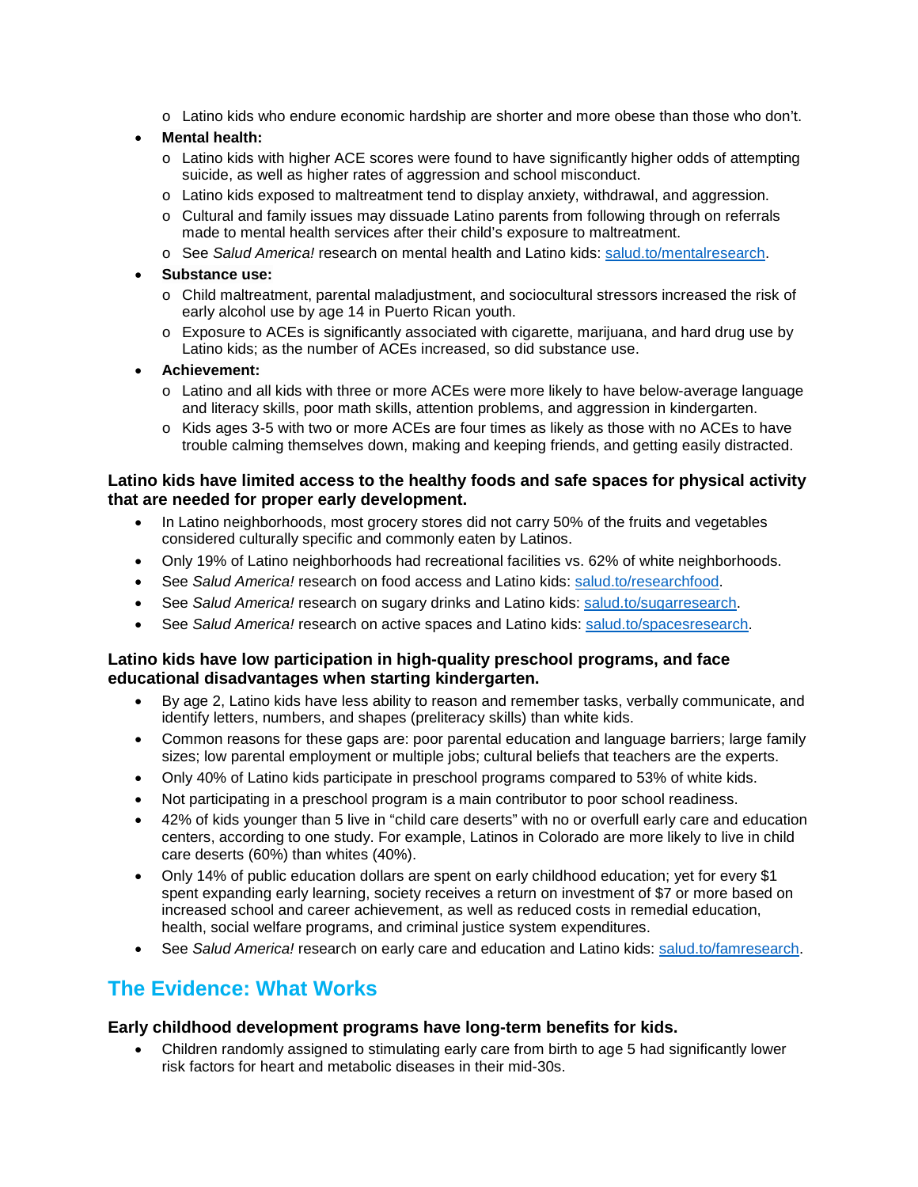- Latino kids who endure economic hardship are shorter and more obese than those who don't.
- **Mental health:**
    - Latino kids with higher ACE scores were found to have significantly higher odds of attempting suicide, as well as higher rates of aggression and school misconduct.
    - Latino kids exposed to maltreatment tend to display anxiety, withdrawal, and aggression.
    - Cultural and family issues may dissuade Latino parents from following through on referrals made to mental health services after their child's exposure to maltreatment.
    - See *Salud America!* research on mental health and Latino kids: salud.to/mentalresearch.
- **Substance use:**
    - Child maltreatment, parental maladjustment, and sociocultural stressors increased the risk of early alcohol use by age 14 in Puerto Rican youth.
    - Exposure to ACEs is significantly associated with cigarette, marijuana, and hard drug use by Latino kids; as the number of ACEs increased, so did substance use.
- **Achievement:**
    - Latino and all kids with three or more ACEs were more likely to have below-average language and literacy skills, poor math skills, attention problems, and aggression in kindergarten.
    - Kids ages 3-5 with two or more ACEs are four times as likely as those with no ACEs to have trouble calming themselves down, making and keeping friends, and getting easily distracted.

**Latino kids have limited access to the healthy foods and safe spaces for physical activity that are needed for proper early development.**

- In Latino neighborhoods, most grocery stores did not carry 50% of the fruits and vegetables considered culturally specific and commonly eaten by Latinos.
- Only 19% of Latino neighborhoods had recreational facilities vs. 62% of white neighborhoods.
- See *Salud America!* research on food access and Latino kids: salud.to/researchfood.
- See *Salud America!* research on sugary drinks and Latino kids: salud.to/sugarresearch.
- See *Salud America!* research on active spaces and Latino kids: salud.to/spacesresearch.

**Latino kids have low participation in high-quality preschool programs, and face educational disadvantages when starting kindergarten.**

- By age 2, Latino kids have less ability to reason and remember tasks, verbally communicate, and identify letters, numbers, and shapes (preliteracy skills) than white kids.
- Common reasons for these gaps are: poor parental education and language barriers; large family sizes; low parental employment or multiple jobs; cultural beliefs that teachers are the experts.
- Only 40% of Latino kids participate in preschool programs compared to 53% of white kids.
- Not participating in a preschool program is a main contributor to poor school readiness.
- 42% of kids younger than 5 live in "child care deserts" with no or overfull early care and education centers, according to one study. For example, Latinos in Colorado are more likely to live in child care deserts (60%) than whites (40%).
- Only 14% of public education dollars are spent on early childhood education; yet for every $1 spent expanding early learning, society receives a return on investment of $7 or more based on increased school and career achievement, as well as reduced costs in remedial education, health, social welfare programs, and criminal justice system expenditures.
- See *Salud America!* research on early care and education and Latino kids: salud.to/famresearch.

## The Evidence: What Works

**Early childhood development programs have long-term benefits for kids.**

- Children randomly assigned to stimulating early care from birth to age 5 had significantly lower risk factors for heart and metabolic diseases in their mid-30s.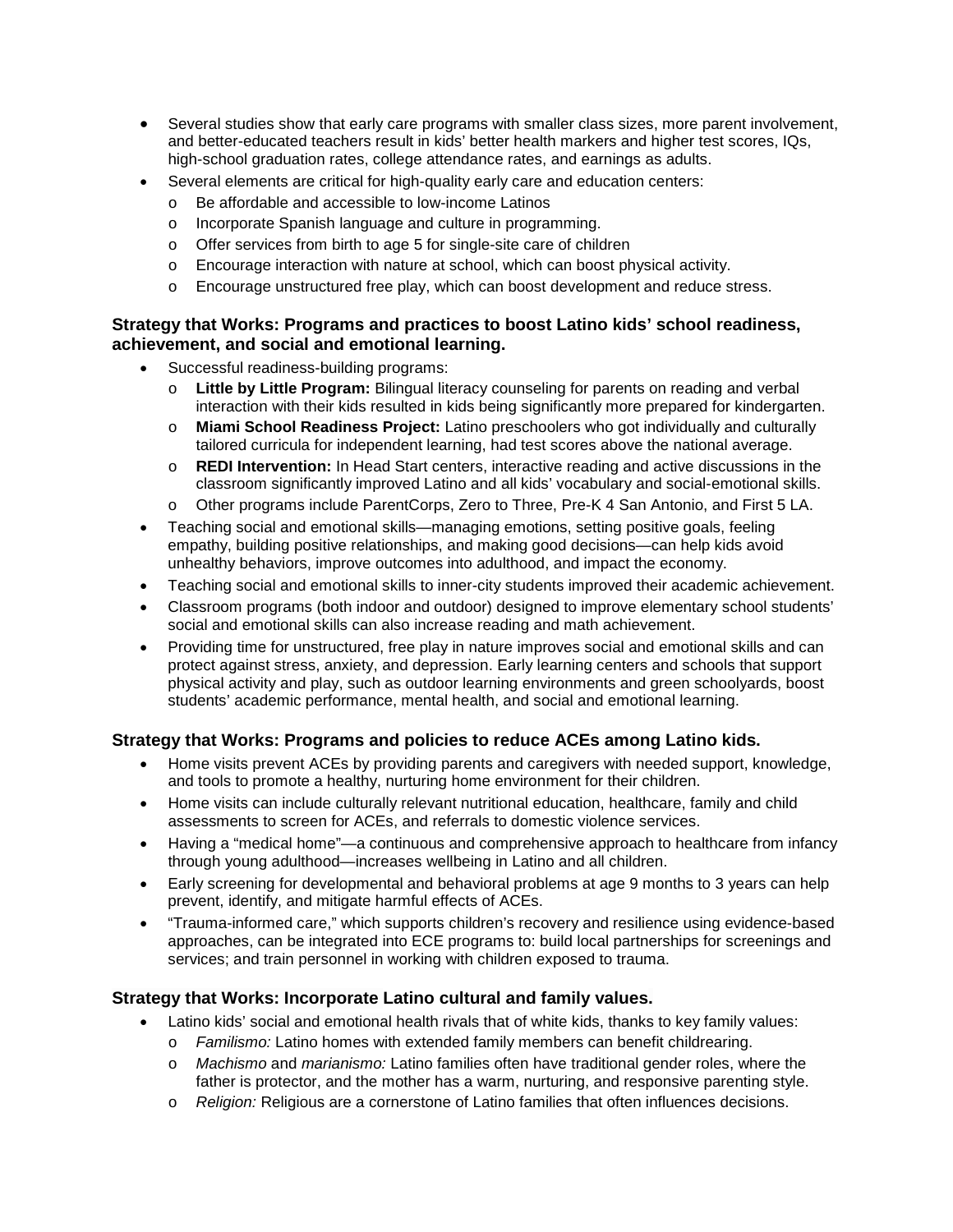- Several studies show that early care programs with smaller class sizes, more parent involvement, and better-educated teachers result in kids' better health markers and higher test scores, IQs, high-school graduation rates, college attendance rates, and earnings as adults.
- Several elements are critical for high-quality early care and education centers:
  - Be affordable and accessible to low-income Latinos
  - Incorporate Spanish language and culture in programming.
  - Offer services from birth to age 5 for single-site care of children
  - Encourage interaction with nature at school, which can boost physical activity.
  - Encourage unstructured free play, which can boost development and reduce stress.

### Strategy that Works: Programs and practices to boost Latino kids' school readiness, achievement, and social and emotional learning.

- Successful readiness-building programs:
  - **Little by Little Program:** Bilingual literacy counseling for parents on reading and verbal interaction with their kids resulted in kids being significantly more prepared for kindergarten.
  - **Miami School Readiness Project:** Latino preschoolers who got individually and culturally tailored curricula for independent learning, had test scores above the national average.
  - **REDI Intervention:** In Head Start centers, interactive reading and active discussions in the classroom significantly improved Latino and all kids' vocabulary and social-emotional skills.
  - Other programs include ParentCorps, Zero to Three, Pre-K 4 San Antonio, and First 5 LA.
- Teaching social and emotional skills—managing emotions, setting positive goals, feeling empathy, building positive relationships, and making good decisions—can help kids avoid unhealthy behaviors, improve outcomes into adulthood, and impact the economy.
- Teaching social and emotional skills to inner-city students improved their academic achievement.
- Classroom programs (both indoor and outdoor) designed to improve elementary school students' social and emotional skills can also increase reading and math achievement.
- Providing time for unstructured, free play in nature improves social and emotional skills and can protect against stress, anxiety, and depression. Early learning centers and schools that support physical activity and play, such as outdoor learning environments and green schoolyards, boost students' academic performance, mental health, and social and emotional learning.

### Strategy that Works: Programs and policies to reduce ACEs among Latino kids.

- Home visits prevent ACEs by providing parents and caregivers with needed support, knowledge, and tools to promote a healthy, nurturing home environment for their children.
- Home visits can include culturally relevant nutritional education, healthcare, family and child assessments to screen for ACEs, and referrals to domestic violence services.
- Having a "medical home"—a continuous and comprehensive approach to healthcare from infancy through young adulthood—increases wellbeing in Latino and all children.
- Early screening for developmental and behavioral problems at age 9 months to 3 years can help prevent, identify, and mitigate harmful effects of ACEs.
- "Trauma-informed care," which supports children's recovery and resilience using evidence-based approaches, can be integrated into ECE programs to: build local partnerships for screenings and services; and train personnel in working with children exposed to trauma.

### Strategy that Works: Incorporate Latino cultural and family values.

- Latino kids' social and emotional health rivals that of white kids, thanks to key family values:
  - *Familismo:* Latino homes with extended family members can benefit childrearing.
  - *Machismo* and *marianismo:* Latino families often have traditional gender roles, where the father is protector, and the mother has a warm, nurturing, and responsive parenting style.
  - *Religion:* Religious are a cornerstone of Latino families that often influences decisions.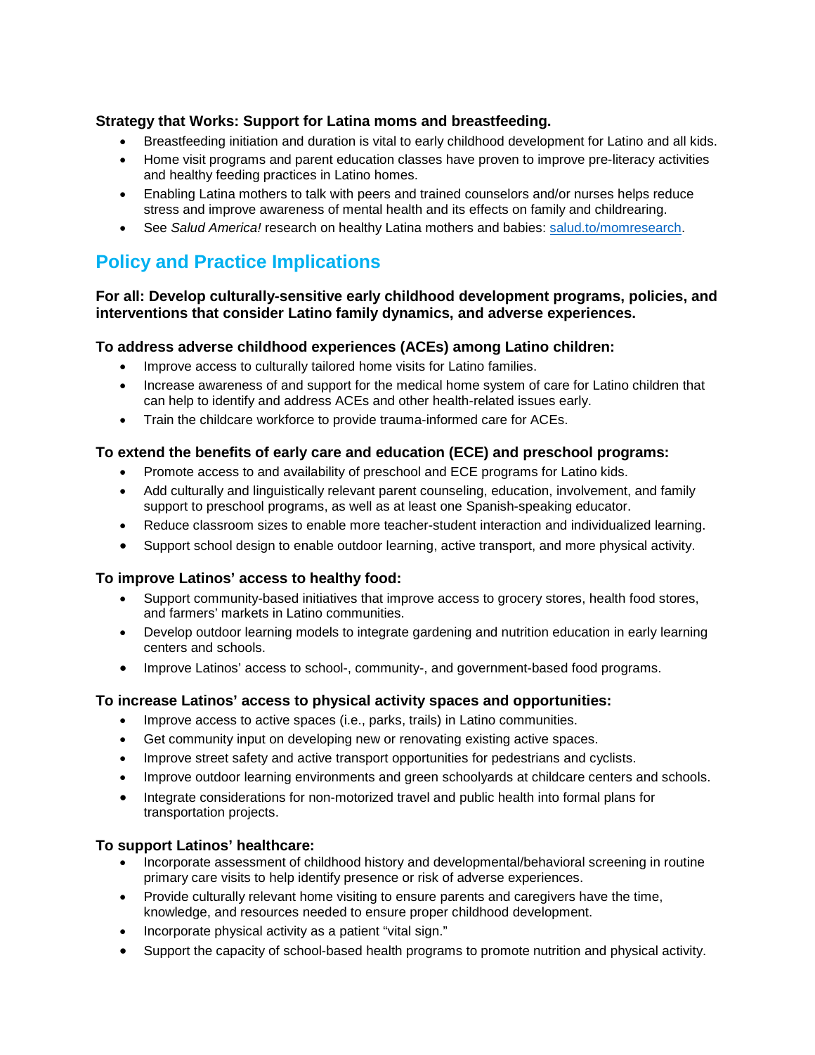**Strategy that Works: Support for Latina moms and breastfeeding.**

- Breastfeeding initiation and duration is vital to early childhood development for Latino and all kids.
- Home visit programs and parent education classes have proven to improve pre-literacy activities and healthy feeding practices in Latino homes.
- Enabling Latina mothers to talk with peers and trained counselors and/or nurses helps reduce stress and improve awareness of mental health and its effects on family and childrearing.
- See *Salud America!* research on healthy Latina mothers and babies: [salud.to/momresearch](salud.to/momresearch).

## Policy and Practice Implications

**For all: Develop culturally-sensitive early childhood development programs, policies, and interventions that consider Latino family dynamics, and adverse experiences.**

**To address adverse childhood experiences (ACEs) among Latino children:**

- Improve access to culturally tailored home visits for Latino families.
- Increase awareness of and support for the medical home system of care for Latino children that can help to identify and address ACEs and other health-related issues early.
- Train the childcare workforce to provide trauma-informed care for ACEs.

**To extend the benefits of early care and education (ECE) and preschool programs:**

- Promote access to and availability of preschool and ECE programs for Latino kids.
- Add culturally and linguistically relevant parent counseling, education, involvement, and family support to preschool programs, as well as at least one Spanish-speaking educator.
- Reduce classroom sizes to enable more teacher-student interaction and individualized learning.
- Support school design to enable outdoor learning, active transport, and more physical activity.

**To improve Latinos' access to healthy food:**

- Support community-based initiatives that improve access to grocery stores, health food stores, and farmers' markets in Latino communities.
- Develop outdoor learning models to integrate gardening and nutrition education in early learning centers and schools.
- Improve Latinos' access to school-, community-, and government-based food programs.

**To increase Latinos' access to physical activity spaces and opportunities:**

- Improve access to active spaces (i.e., parks, trails) in Latino communities.
- Get community input on developing new or renovating existing active spaces.
- Improve street safety and active transport opportunities for pedestrians and cyclists.
- Improve outdoor learning environments and green schoolyards at childcare centers and schools.
- Integrate considerations for non-motorized travel and public health into formal plans for transportation projects.

**To support Latinos' healthcare:**

- Incorporate assessment of childhood history and developmental/behavioral screening in routine primary care visits to help identify presence or risk of adverse experiences.
- Provide culturally relevant home visiting to ensure parents and caregivers have the time, knowledge, and resources needed to ensure proper childhood development.
- Incorporate physical activity as a patient "vital sign."
- Support the capacity of school-based health programs to promote nutrition and physical activity.